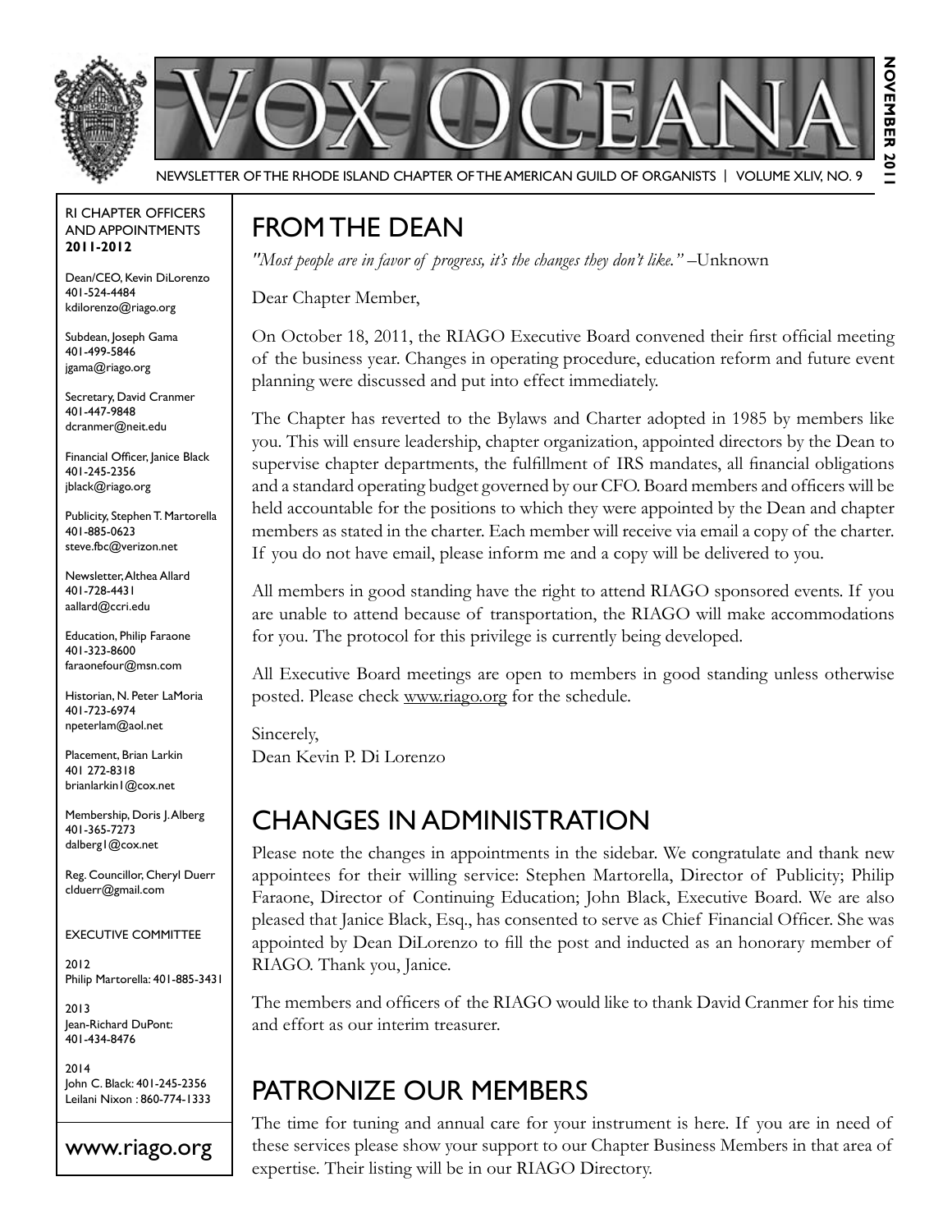# VOX OCEANA

NEWSLETTER OF THE RHODE ISLAND CHAPTER OF THE AMERICAN GUILD OF ORGANISTS | VOLUME XLIV, NO. 9

NOVEMBER 2011

RI CHAPTER OFFICERS AND APPOINTMENTS **2011-2012**

Dean/CEO, Kevin DiLorenzo
401-524-4484
kdilorenzo@riago.org

Subdean, Joseph Gama
401-499-5846
jgama@riago.org

Secretary, David Cranmer
401-447-9848
dcranmer@neit.edu

Financial Officer, Janice Black
401-245-2356
jblack@riago.org

Publicity, Stephen T. Martorella
401-885-0623
steve.fbc@verizon.net

Newsletter, Althea Allard
401-728-4431
aallard@ccri.edu

Education, Philip Faraone
401-323-8600
faraonefour@msn.com

Historian, N. Peter LaMoria
401-723-6974
npeterlam@aol.net

Placement, Brian Larkin
401 272-8318
brianlarkin1@cox.net

Membership, Doris J. Alberg
401-365-7273
dalberg1@cox.net

Reg. Councillor, Cheryl Duerr
clduerr@gmail.com

EXECUTIVE COMMITTEE

2012
Philip Martorella: 401-885-3431

2013
Jean-Richard DuPont:
401-434-8476

2014
John C. Black: 401-245-2356
Leilani Nixon : 860-774-1333

www.riago.org

## FROM THE DEAN

*"Most people are in favor of progress, it's the changes they don't like."* –Unknown

Dear Chapter Member,

On October 18, 2011, the RIAGO Executive Board convened their first official meeting of the business year. Changes in operating procedure, education reform and future event planning were discussed and put into effect immediately.

The Chapter has reverted to the Bylaws and Charter adopted in 1985 by members like you. This will ensure leadership, chapter organization, appointed directors by the Dean to supervise chapter departments, the fulfillment of IRS mandates, all financial obligations and a standard operating budget governed by our CFO. Board members and officers will be held accountable for the positions to which they were appointed by the Dean and chapter members as stated in the charter. Each member will receive via email a copy of the charter. If you do not have email, please inform me and a copy will be delivered to you.

All members in good standing have the right to attend RIAGO sponsored events. If you are unable to attend because of transportation, the RIAGO will make accommodations for you. The protocol for this privilege is currently being developed.

All Executive Board meetings are open to members in good standing unless otherwise posted. Please check www.riago.org for the schedule.

Sincerely,
Dean Kevin P. Di Lorenzo

## CHANGES IN ADMINISTRATION

Please note the changes in appointments in the sidebar. We congratulate and thank new appointees for their willing service: Stephen Martorella, Director of Publicity; Philip Faraone, Director of Continuing Education; John Black, Executive Board. We are also pleased that Janice Black, Esq., has consented to serve as Chief Financial Officer. She was appointed by Dean DiLorenzo to fill the post and inducted as an honorary member of RIAGO. Thank you, Janice.

The members and officers of the RIAGO would like to thank David Cranmer for his time and effort as our interim treasurer.

## PATRONIZE OUR MEMBERS

The time for tuning and annual care for your instrument is here. If you are in need of these services please show your support to our Chapter Business Members in that area of expertise. Their listing will be in our RIAGO Directory.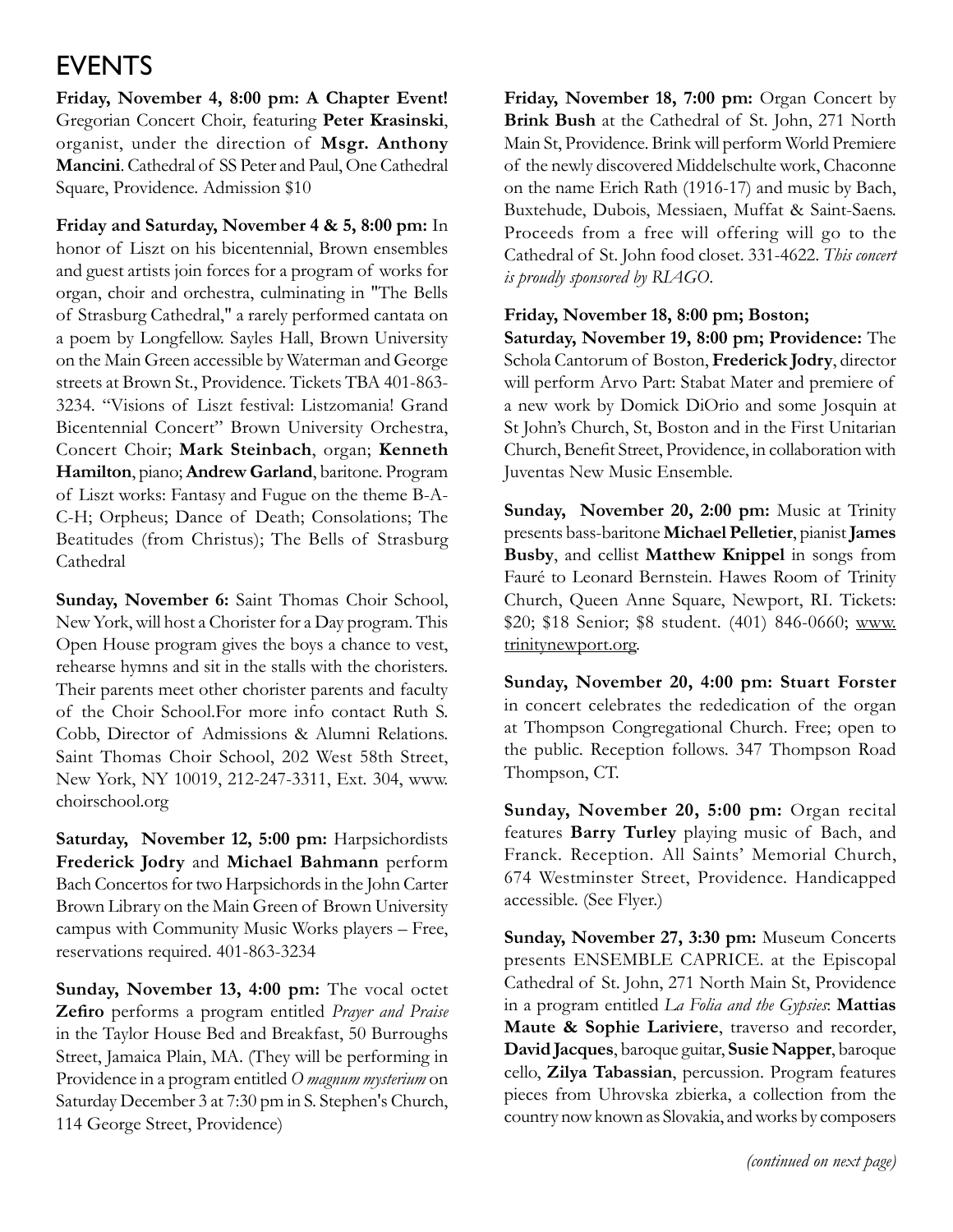# EVENTS

**Friday, November 4, 8:00 pm: A Chapter Event!** Gregorian Concert Choir, featuring **Peter Krasinski**, organist, under the direction of **Msgr. Anthony Mancini**. Cathedral of SS Peter and Paul, One Cathedral Square, Providence. Admission $10

**Friday and Saturday, November 4 & 5, 8:00 pm:** In honor of Liszt on his bicentennial, Brown ensembles and guest artists join forces for a program of works for organ, choir and orchestra, culminating in "The Bells of Strasburg Cathedral," a rarely performed cantata on a poem by Longfellow. Sayles Hall, Brown University on the Main Green accessible by Waterman and George streets at Brown St., Providence. Tickets TBA 401-863-3234. "Visions of Liszt festival: Listzomania! Grand Bicentennial Concert" Brown University Orchestra, Concert Choir; **Mark Steinbach**, organ; **Kenneth Hamilton**, piano; **Andrew Garland**, baritone. Program of Liszt works: Fantasy and Fugue on the theme B-A-C-H; Orpheus; Dance of Death; Consolations; The Beatitudes (from Christus); The Bells of Strasburg Cathedral

**Sunday, November 6:** Saint Thomas Choir School, New York, will host a Chorister for a Day program. This Open House program gives the boys a chance to vest, rehearse hymns and sit in the stalls with the choristers. Their parents meet other chorister parents and faculty of the Choir School.For more info contact Ruth S. Cobb, Director of Admissions & Alumni Relations. Saint Thomas Choir School, 202 West 58th Street, New York, NY 10019, 212-247-3311, Ext. 304, www.choirschool.org

**Saturday, November 12, 5:00 pm:** Harpsichordists **Frederick Jodry** and **Michael Bahmann** perform Bach Concertos for two Harpsichords in the John Carter Brown Library on the Main Green of Brown University campus with Community Music Works players – Free, reservations required. 401-863-3234

**Sunday, November 13, 4:00 pm:** The vocal octet **Zefiro** performs a program entitled *Prayer and Praise* in the Taylor House Bed and Breakfast, 50 Burroughs Street, Jamaica Plain, MA. (They will be performing in Providence in a program entitled *O magnum mysterium* on Saturday December 3 at 7:30 pm in S. Stephen's Church, 114 George Street, Providence)

**Friday, November 18, 7:00 pm:** Organ Concert by **Brink Bush** at the Cathedral of St. John, 271 North Main St, Providence. Brink will perform World Premiere of the newly discovered Middelschulte work, Chaconne on the name Erich Rath (1916-17) and music by Bach, Buxtehude, Dubois, Messiaen, Muffat & Saint-Saens. Proceeds from a free will offering will go to the Cathedral of St. John food closet. 331-4622. *This concert is proudly sponsored by RIAGO.*

**Friday, November 18, 8:00 pm; Boston;**
**Saturday, November 19, 8:00 pm; Providence:** The Schola Cantorum of Boston, **Frederick Jodry**, director will perform Arvo Part: Stabat Mater and premiere of a new work by Domick DiOrio and some Josquin at St John's Church, St, Boston and in the First Unitarian Church, Benefit Street, Providence, in collaboration with Juventas New Music Ensemble.

**Sunday, November 20, 2:00 pm:** Music at Trinity presents bass-baritone **Michael Pelletier**, pianist **James Busby**, and cellist **Matthew Knippel** in songs from Fauré to Leonard Bernstein. Hawes Room of Trinity Church, Queen Anne Square, Newport, RI. Tickets: $20; $18 Senior; $8 student. (401) 846-0660; www.trinitynewport.org.

**Sunday, November 20, 4:00 pm: Stuart Forster** in concert celebrates the rededication of the organ at Thompson Congregational Church. Free; open to the public. Reception follows. 347 Thompson Road Thompson, CT.

**Sunday, November 20, 5:00 pm:** Organ recital features **Barry Turley** playing music of Bach, and Franck. Reception. All Saints' Memorial Church, 674 Westminster Street, Providence. Handicapped accessible. (See Flyer.)

**Sunday, November 27, 3:30 pm:** Museum Concerts presents ENSEMBLE CAPRICE. at the Episcopal Cathedral of St. John, 271 North Main St, Providence in a program entitled *La Folia and the Gypsies*: **Mattias Maute & Sophie Lariviere**, traverso and recorder, **David Jacques**, baroque guitar, **Susie Napper**, baroque cello, **Zilya Tabassian**, percussion. Program features pieces from Uhrovska zbierka, a collection from the country now known as Slovakia, and works by composers

*(continued on next page)*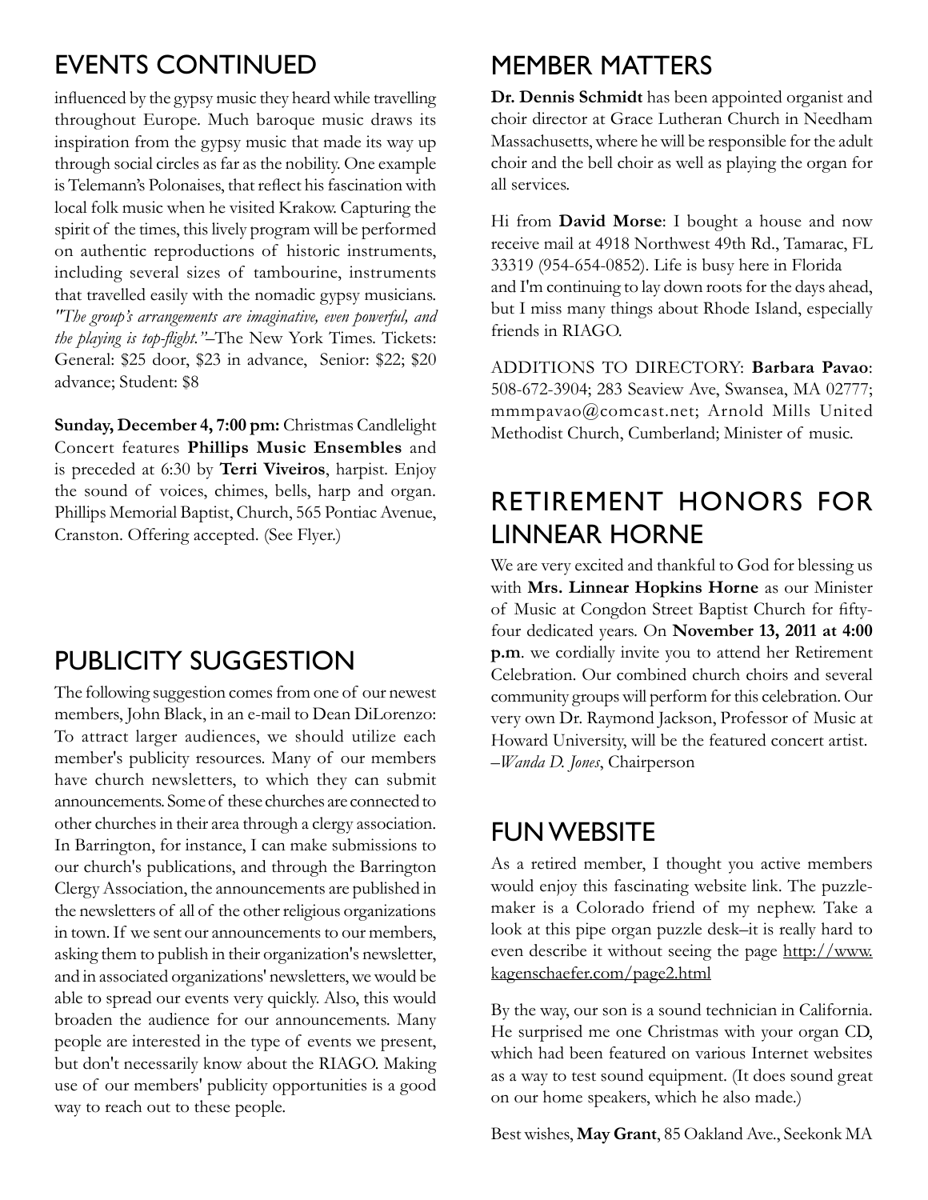## EVENTS CONTINUED

influenced by the gypsy music they heard while travelling throughout Europe. Much baroque music draws its inspiration from the gypsy music that made its way up through social circles as far as the nobility. One example is Telemann's Polonaises, that reflect his fascination with local folk music when he visited Krakow. Capturing the spirit of the times, this lively program will be performed on authentic reproductions of historic instruments, including several sizes of tambourine, instruments that travelled easily with the nomadic gypsy musicians. *"The group's arrangements are imaginative, even powerful, and the playing is top-flight."*–The New York Times. Tickets: General: $25 door, $23 in advance, Senior: $22; $20 advance; Student: $8

**Sunday, December 4, 7:00 pm:** Christmas Candlelight Concert features **Phillips Music Ensembles** and is preceded at 6:30 by **Terri Viveiros**, harpist. Enjoy the sound of voices, chimes, bells, harp and organ. Phillips Memorial Baptist, Church, 565 Pontiac Avenue, Cranston. Offering accepted. (See Flyer.)

## PUBLICITY SUGGESTION

The following suggestion comes from one of our newest members, John Black, in an e-mail to Dean DiLorenzo: To attract larger audiences, we should utilize each member's publicity resources. Many of our members have church newsletters, to which they can submit announcements. Some of these churches are connected to other churches in their area through a clergy association. In Barrington, for instance, I can make submissions to our church's publications, and through the Barrington Clergy Association, the announcements are published in the newsletters of all of the other religious organizations in town. If we sent our announcements to our members, asking them to publish in their organization's newsletter, and in associated organizations' newsletters, we would be able to spread our events very quickly. Also, this would broaden the audience for our announcements. Many people are interested in the type of events we present, but don't necessarily know about the RIAGO. Making use of our members' publicity opportunities is a good way to reach out to these people.

## MEMBER MATTERS

**Dr. Dennis Schmidt** has been appointed organist and choir director at Grace Lutheran Church in Needham Massachusetts, where he will be responsible for the adult choir and the bell choir as well as playing the organ for all services.

Hi from **David Morse**: I bought a house and now receive mail at 4918 Northwest 49th Rd., Tamarac, FL 33319 (954-654-0852). Life is busy here in Florida and I'm continuing to lay down roots for the days ahead, but I miss many things about Rhode Island, especially friends in RIAGO.

ADDITIONS TO DIRECTORY: **Barbara Pavao**: 508-672-3904; 283 Seaview Ave, Swansea, MA 02777; mmmpavao@comcast.net; Arnold Mills United Methodist Church, Cumberland; Minister of music.

## RETIREMENT HONORS FOR LINNEAR HORNE

We are very excited and thankful to God for blessing us with **Mrs. Linnear Hopkins Horne** as our Minister of Music at Congdon Street Baptist Church for fifty-four dedicated years. On **November 13, 2011 at 4:00 p.m**. we cordially invite you to attend her Retirement Celebration. Our combined church choirs and several community groups will perform for this celebration. Our very own Dr. Raymond Jackson, Professor of Music at Howard University, will be the featured concert artist. –*Wanda D. Jones*, Chairperson

## FUN WEBSITE

As a retired member, I thought you active members would enjoy this fascinating website link. The puzzle-maker is a Colorado friend of my nephew. Take a look at this pipe organ puzzle desk–it is really hard to even describe it without seeing the page http://www.kagenschaefer.com/page2.html

By the way, our son is a sound technician in California. He surprised me one Christmas with your organ CD, which had been featured on various Internet websites as a way to test sound equipment. (It does sound great on our home speakers, which he also made.)

Best wishes, **May Grant**, 85 Oakland Ave., Seekonk MA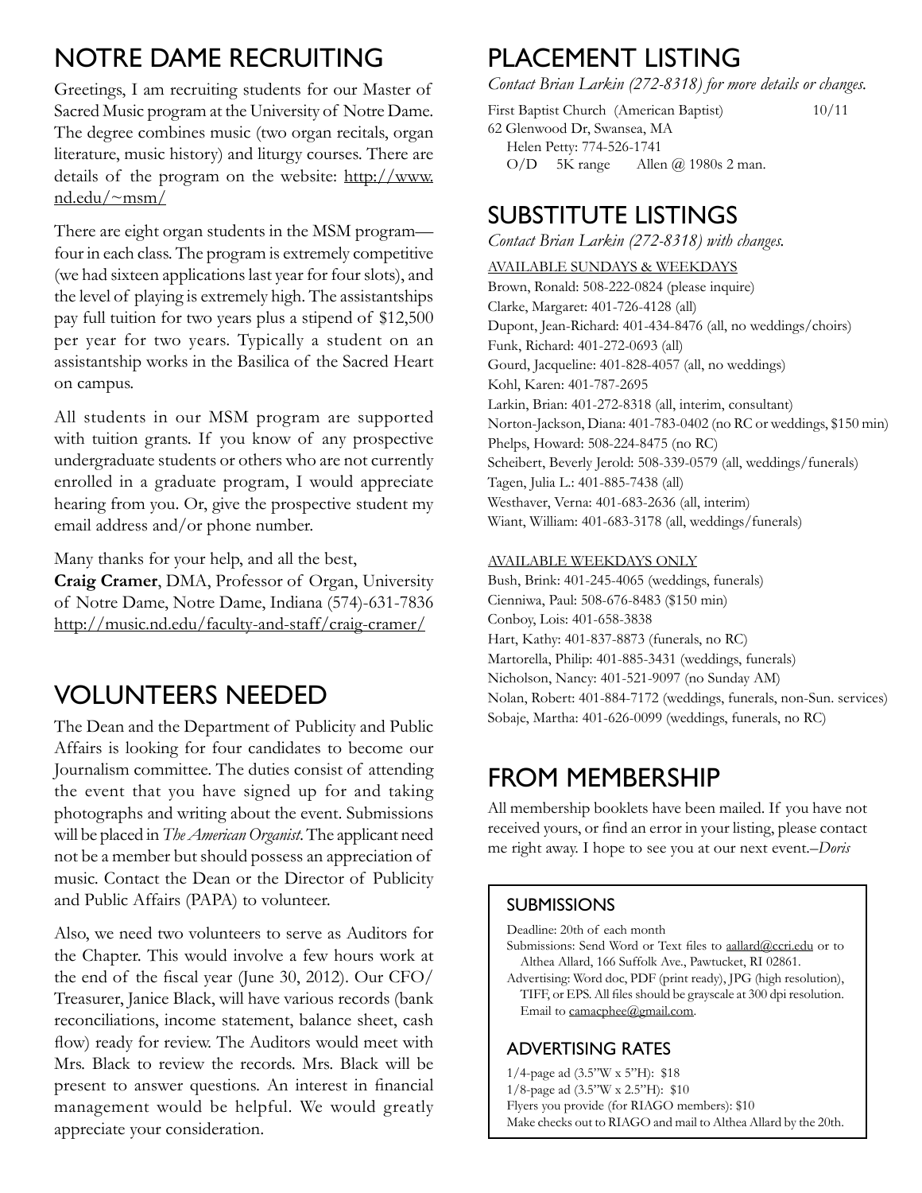## NOTRE DAME RECRUITING

Greetings, I am recruiting students for our Master of Sacred Music program at the University of Notre Dame. The degree combines music (two organ recitals, organ literature, music history) and liturgy courses. There are details of the program on the website: http://www.nd.edu/~msm/

There are eight organ students in the MSM program—four in each class. The program is extremely competitive (we had sixteen applications last year for four slots), and the level of playing is extremely high. The assistantships pay full tuition for two years plus a stipend of $12,500 per year for two years. Typically a student on an assistantship works in the Basilica of the Sacred Heart on campus.

All students in our MSM program are supported with tuition grants. If you know of any prospective undergraduate students or others who are not currently enrolled in a graduate program, I would appreciate hearing from you. Or, give the prospective student my email address and/or phone number.

Many thanks for your help, and all the best,
**Craig Cramer**, DMA, Professor of Organ, University of Notre Dame, Notre Dame, Indiana (574)-631-7836
http://music.nd.edu/faculty-and-staff/craig-cramer/

## VOLUNTEERS NEEDED

The Dean and the Department of Publicity and Public Affairs is looking for four candidates to become our Journalism committee. The duties consist of attending the event that you have signed up for and taking photographs and writing about the event. Submissions will be placed in *The American Organist*. The applicant need not be a member but should possess an appreciation of music. Contact the Dean or the Director of Publicity and Public Affairs (PAPA) to volunteer.

Also, we need two volunteers to serve as Auditors for the Chapter. This would involve a few hours work at the end of the fiscal year (June 30, 2012). Our CFO/ Treasurer, Janice Black, will have various records (bank reconciliations, income statement, balance sheet, cash flow) ready for review. The Auditors would meet with Mrs. Black to review the records. Mrs. Black will be present to answer questions. An interest in financial management would be helpful. We would greatly appreciate your consideration.

## PLACEMENT LISTING

*Contact Brian Larkin (272-8318) for more details or changes.*

First Baptist Church (American Baptist) 10/11
62 Glenwood Dr, Swansea, MA
Helen Petty: 774-526-1741
O/D 5K range Allen @ 1980s 2 man.

## SUBSTITUTE LISTINGS

*Contact Brian Larkin (272-8318) with changes.*

AVAILABLE SUNDAYS & WEEKDAYS

Brown, Ronald: 508-222-0824 (please inquire)
Clarke, Margaret: 401-726-4128 (all)
Dupont, Jean-Richard: 401-434-8476 (all, no weddings/choirs)
Funk, Richard: 401-272-0693 (all)
Gourd, Jacqueline: 401-828-4057 (all, no weddings)
Kohl, Karen: 401-787-2695
Larkin, Brian: 401-272-8318 (all, interim, consultant)
Norton-Jackson, Diana: 401-783-0402 (no RC or weddings, $150 min)
Phelps, Howard: 508-224-8475 (no RC)
Scheibert, Beverly Jerold: 508-339-0579 (all, weddings/funerals)
Tagen, Julia L.: 401-885-7438 (all)
Westhaver, Verna: 401-683-2636 (all, interim)
Wiant, William: 401-683-3178 (all, weddings/funerals)

AVAILABLE WEEKDAYS ONLY

Bush, Brink: 401-245-4065 (weddings, funerals)
Cienniwa, Paul: 508-676-8483 ($150 min)
Conboy, Lois: 401-658-3838
Hart, Kathy: 401-837-8873 (funerals, no RC)
Martorella, Philip: 401-885-3431 (weddings, funerals)
Nicholson, Nancy: 401-521-9097 (no Sunday AM)
Nolan, Robert: 401-884-7172 (weddings, funerals, non-Sun. services)
Sobaje, Martha: 401-626-0099 (weddings, funerals, no RC)

## FROM MEMBERSHIP

All membership booklets have been mailed. If you have not received yours, or find an error in your listing, please contact me right away. I hope to see you at our next event.–*Doris*

### SUBMISSIONS

Deadline: 20th of each month
Submissions: Send Word or Text files to aallard@ccri.edu or to Althea Allard, 166 Suffolk Ave., Pawtucket, RI 02861.
Advertising: Word doc, PDF (print ready), JPG (high resolution), TIFF, or EPS. All files should be grayscale at 300 dpi resolution. Email to camacphee@gmail.com.

### ADVERTISING RATES

1/4-page ad (3.5"W x 5"H): $18
1/8-page ad (3.5"W x 2.5"H): $10
Flyers you provide (for RIAGO members): $10
Make checks out to RIAGO and mail to Althea Allard by the 20th.